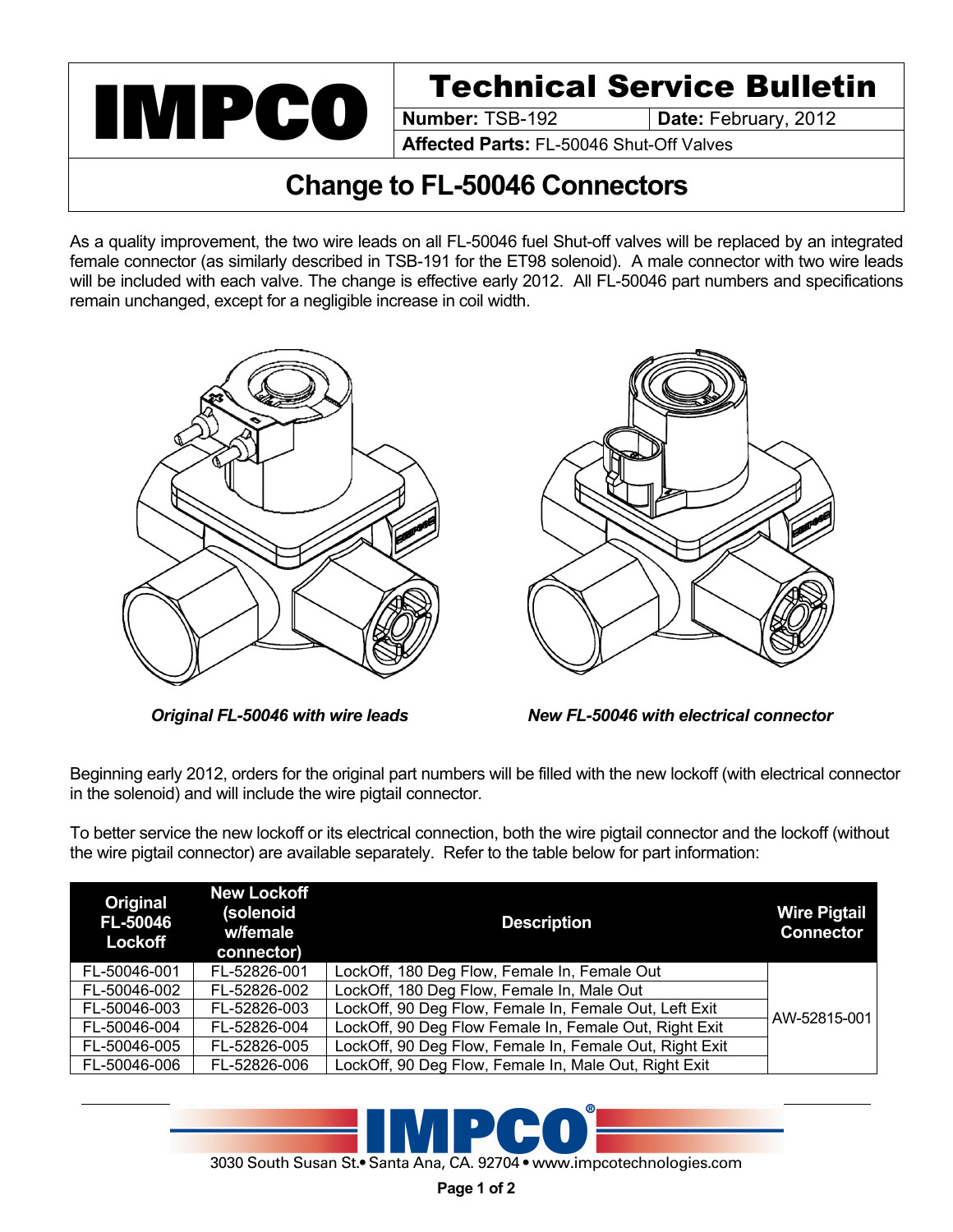# IMPCO

## Technical Service Bulletin

**Number:** TSB-192 | **Date:** February, 2012

**Affected Parts:** FL-50046 Shut-Off Valves

# Change to FL-50046 Connectors

As a quality improvement, the two wire leads on all FL-50046 fuel Shut-off valves will be replaced by an integrated female connector (as similarly described in TSB-191 for the ET98 solenoid). A male connector with two wire leads will be included with each valve. The change is effective early 2012. All FL-50046 part numbers and specifications remain unchanged, except for a negligible increase in coil width.

*Original FL-50046 with wire leads*

*New FL-50046 with electrical connector*

Beginning early 2012, orders for the original part numbers will be filled with the new lockoff (with electrical connector in the solenoid) and will include the wire pigtail connector.

To better service the new lockoff or its electrical connection, both the wire pigtail connector and the lockoff (without the wire pigtail connector) are available separately. Refer to the table below for part information:

| Original FL-50046 Lockoff | New Lockoff (solenoid w/female connector) | Description | Wire Pigtail Connector |
|---|---|---|---|
| FL-50046-001 | FL-52826-001 | LockOff, 180 Deg Flow, Female In, Female Out | AW-52815-001 |
| FL-50046-002 | FL-52826-002 | LockOff, 180 Deg Flow, Female In, Male Out | |
| FL-50046-003 | FL-52826-003 | LockOff, 90 Deg Flow, Female In, Female Out, Left Exit | |
| FL-50046-004 | FL-52826-004 | LockOff, 90 Deg Flow Female In, Female Out, Right Exit | |
| FL-50046-005 | FL-52826-005 | LockOff, 90 Deg Flow, Female In, Female Out, Right Exit | |
| FL-50046-006 | FL-52826-006 | LockOff, 90 Deg Flow, Female In, Male Out, Right Exit | |

3030 South Susan St.• Santa Ana, CA. 92704 • www.impcotechnologies.com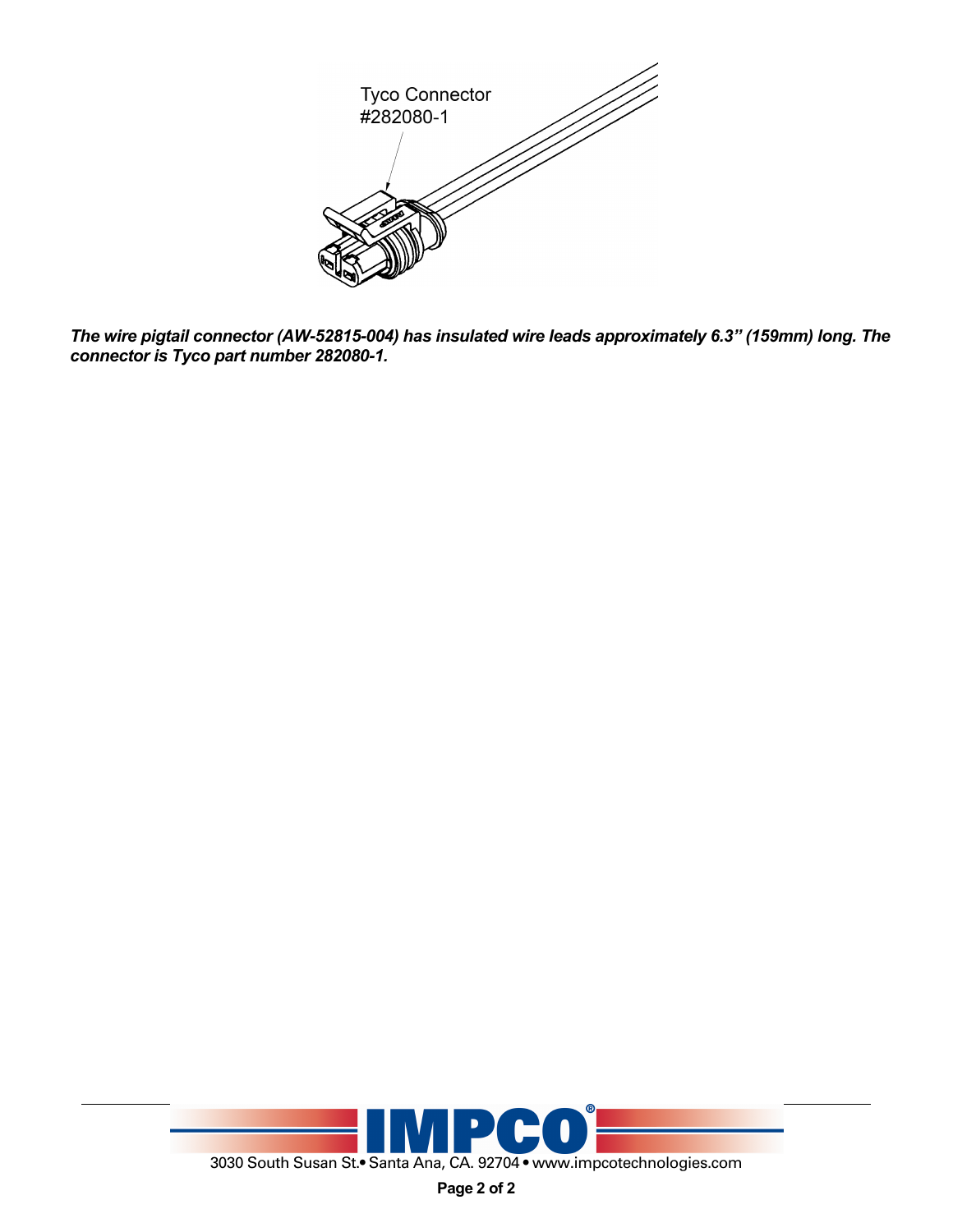Tyco Connector
#282080-1

***The wire pigtail connector (AW-52815-004) has insulated wire leads approximately 6.3" (159mm) long. The connector is Tyco part number 282080-1.***

IMPCO®

3030 South Susan St.• Santa Ana, CA. 92704 • www.impcotechnologies.com